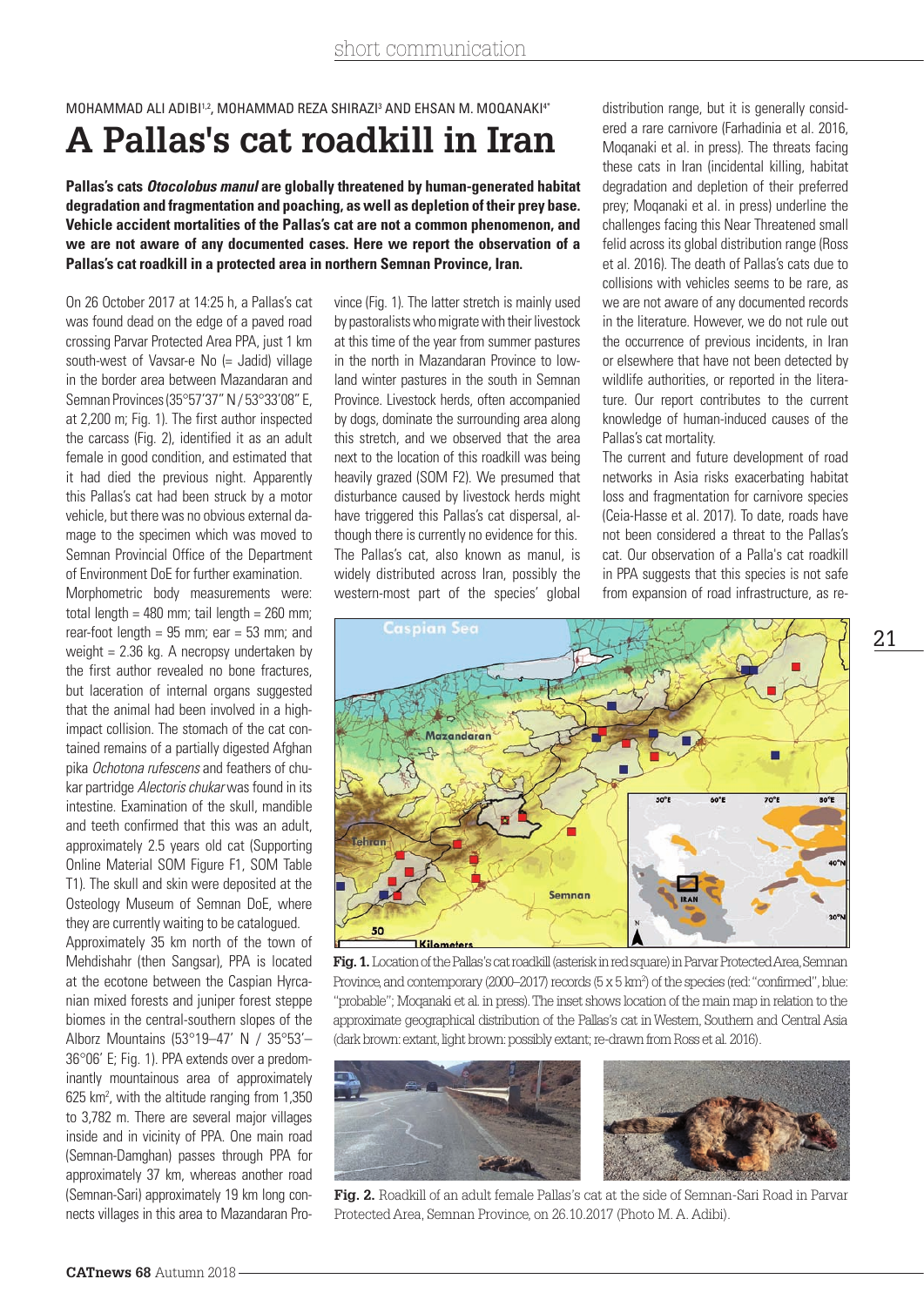MOHAMMAD ALI ADIBI[1,2], MOHAMMAD REZA SHIRAZI[3] AND EHSAN M. MOQANAKI[4*]

# A Pallas's cat roadkill in Iran

**Pallas's cats *Otocolobus manul* are globally threatened by human-generated habitat degradation and fragmentation and poaching, as well as depletion of their prey base. Vehicle accident mortalities of the Pallas's cat are not a common phenomenon, and we are not aware of any documented cases. Here we report the observation of a Pallas's cat roadkill in a protected area in northern Semnan Province, Iran.**

On 26 October 2017 at 14:25 h, a Pallas's cat was found dead on the edge of a paved road crossing Parvar Protected Area PPA, just 1 km south-west of Vavsar-e No (= Jadid) village in the border area between Mazandaran and Semnan Provinces (35°57'37" N / 53°33'08" E, at 2,200 m; Fig. 1). The first author inspected the carcass (Fig. 2), identified it as an adult female in good condition, and estimated that it had died the previous night. Apparently this Pallas's cat had been struck by a motor vehicle, but there was no obvious external damage to the specimen which was moved to Semnan Provincial Office of the Department of Environment DoE for further examination.

Morphometric body measurements were: total length = 480 mm; tail length = 260 mm; rear-foot length = 95 mm; ear = 53 mm; and weight = 2.36 kg. A necropsy undertaken by the first author revealed no bone fractures, but laceration of internal organs suggested that the animal had been involved in a high-impact collision. The stomach of the cat contained remains of a partially digested Afghan pika *Ochotona rufescens* and feathers of chukar partridge *Alectoris chukar* was found in its intestine. Examination of the skull, mandible and teeth confirmed that this was an adult, approximately 2.5 years old cat (Supporting Online Material SOM Figure F1, SOM Table T1). The skull and skin were deposited at the Osteology Museum of Semnan DoE, where they are currently waiting to be catalogued.

Approximately 35 km north of the town of Mehdishahr (then Sangsar), PPA is located at the ecotone between the Caspian Hyrcanian mixed forests and juniper forest steppe biomes in the central-southern slopes of the Alborz Mountains (53°19–47' N / 35°53'–36°06' E; Fig. 1). PPA extends over a predominantly mountainous area of approximately 625 km$^2$, with the altitude ranging from 1,350 to 3,782 m. There are several major villages inside and in vicinity of PPA. One main road (Semnan-Damghan) passes through PPA for approximately 37 km, whereas another road (Semnan-Sari) approximately 19 km long connects villages in this area to Mazandaran Province (Fig. 1). The latter stretch is mainly used by pastoralists who migrate with their livestock at this time of the year from summer pastures in the north in Mazandaran Province to lowland winter pastures in the south in Semnan Province. Livestock herds, often accompanied by dogs, dominate the surrounding area along this stretch, and we observed that the area next to the location of this roadkill was being heavily grazed (SOM F2). We presumed that disturbance caused by livestock herds might have triggered this Pallas's cat dispersal, although there is currently no evidence for this.

The Pallas's cat, also known as manul, is widely distributed across Iran, possibly the western-most part of the species' global distribution range, but it is generally considered a rare carnivore (Farhadinia et al. 2016, Moqanaki et al. in press). The threats facing these cats in Iran (incidental killing, habitat degradation and depletion of their preferred prey; Moqanaki et al. in press) underline the challenges facing this Near Threatened small felid across its global distribution range (Ross et al. 2016). The death of Pallas's cats due to collisions with vehicles seems to be rare, as we are not aware of any documented records in the literature. However, we do not rule out the occurrence of previous incidents, in Iran or elsewhere that have not been detected by wildlife authorities, or reported in the literature. Our report contributes to the current knowledge of human-induced causes of the Pallas's cat mortality.

The current and future development of road networks in Asia risks exacerbating habitat loss and fragmentation for carnivore species (Ceia-Hasse et al. 2017). To date, roads have not been considered a threat to the Pallas's cat. Our observation of a Palla's cat roadkill in PPA suggests that this species is not safe from expansion of road infrastructure, as re-

**Fig. 1.** Location of the Pallas's cat roadkill (asterisk in red square) in Parvar Protected Area, Semnan Province, and contemporary (2000–2017) records (5 x 5 km$^2$) of the species (red: "confirmed", blue: "probable"; Moqanaki et al. in press). The inset shows location of the main map in relation to the approximate geographical distribution of the Pallas's cat in Western, Southern and Central Asia (dark brown: extant, light brown: possibly extant; re-drawn from Ross et al. 2016).

**Fig. 2.** Roadkill of an adult female Pallas's cat at the side of Semnan-Sari Road in Parvar Protected Area, Semnan Province, on 26.10.2017 (Photo M. A. Adibi).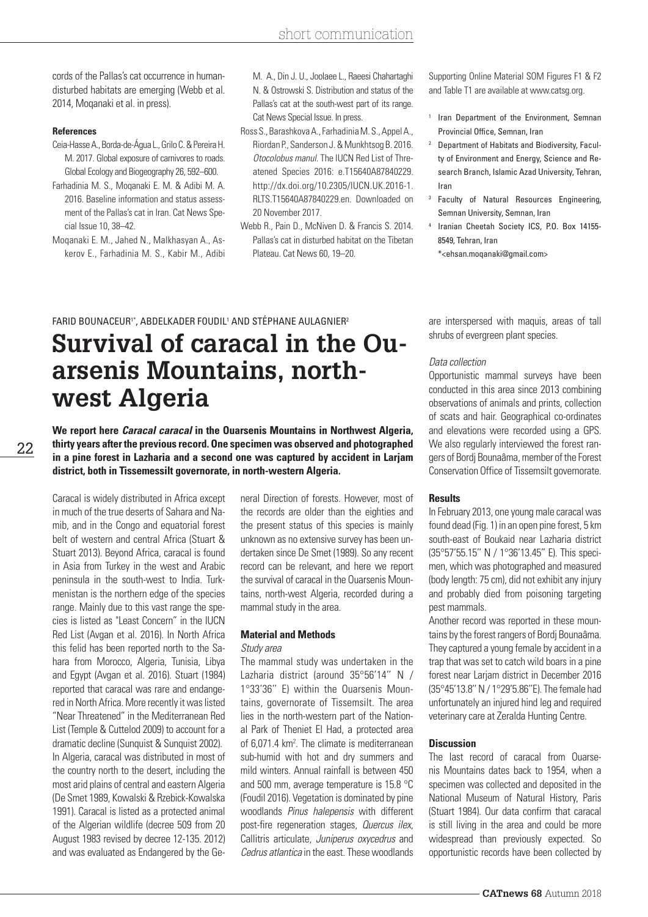cords of the Pallas's cat occurrence in human-disturbed habitats are emerging (Webb et al. 2014, Moqanaki et al. in press).

#### References

Ceia-Hasse A., Borda-de-Água L., Grilo C. & Pereira H. M. 2017. Global exposure of carnivores to roads. Global Ecology and Biogeography 26, 592–600.

Farhadinia M. S., Moqanaki E. M. & Adibi M. A. 2016. Baseline information and status assessment of the Pallas's cat in Iran. Cat News Special Issue 10, 38–42.

Moqanaki E. M., Jahed N., Malkhasyan A., Askerov E., Farhadinia M. S., Kabir M., Adibi M. A., Din J. U., Joolaee L., Raeesi Chahartaghi N. & Ostrowski S. Distribution and status of the Pallas's cat at the south-west part of its range. Cat News Special Issue. In press.

Ross S., Barashkova A., Farhadinia M. S., Appel A., Riordan P., Sanderson J. & Munkhtsog B. 2016. *Otocolobus manul*. The IUCN Red List of Threatened Species 2016: e.T15640A87840229. http://dx.doi.org/10.2305/IUCN.UK.2016-1.RLTS.T15640A87840229.en. Downloaded on 20 November 2017.

Webb R., Pain D., McNiven D. & Francis S. 2014. Pallas's cat in disturbed habitat on the Tibetan Plateau. Cat News 60, 19–20.

Supporting Online Material SOM Figures F1 & F2 and Table T1 are available at www.catsg.org.

[1] Iran Department of the Environment, Semnan Provincial Office, Semnan, Iran

[2] Department of Habitats and Biodiversity, Faculty of Environment and Energy, Science and Research Branch, Islamic Azad University, Tehran, Iran

[3] Faculty of Natural Resources Engineering, Semnan University, Semnan, Iran

[4] Iranian Cheetah Society ICS, P.O. Box 14155-8549, Tehran, Iran

*<ehsan.moqanaki@gmail.com>

FARID BOUNACEUR[1*], ABDELKADER FOUDIL[1] AND STÉPHANE AULAGNIER[2]

# Survival of caracal in the Ouarsenis Mountains, north-west Algeria

**We report here *Caracal caracal* in the Ouarsenis Mountains in Northwest Algeria, thirty years after the previous record. One specimen was observed and photographed in a pine forest in Lazharia and a second one was captured by accident in Larjam district, both in Tissemessilt governorate, in north-western Algeria.**

Caracal is widely distributed in Africa except in much of the true deserts of Sahara and Namib, and in the Congo and equatorial forest belt of western and central Africa (Stuart & Stuart 2013). Beyond Africa, caracal is found in Asia from Turkey in the west and Arabic peninsula in the south-west to India. Turkmenistan is the northern edge of the species range. Mainly due to this vast range the species is listed as "Least Concern" in the IUCN Red List (Avgan et al. 2016). In North Africa this felid has been reported north to the Sahara from Morocco, Algeria, Tunisia, Libya and Egypt (Avgan et al. 2016). Stuart (1984) reported that caracal was rare and endangered in North Africa. More recently it was listed "Near Threatened" in the Mediterranean Red List (Temple & Cuttelod 2009) to account for a dramatic decline (Sunquist & Sunquist 2002).

In Algeria, caracal was distributed in most of the country north to the desert, including the most arid plains of central and eastern Algeria (De Smet 1989, Kowalski & Rzebick-Kowalska 1991). Caracal is listed as a protected animal of the Algerian wildlife (decree 509 from 20 August 1983 revised by decree 12-135. 2012) and was evaluated as Endangered by the General Direction of forests. However, most of the records are older than the eighties and the present status of this species is mainly unknown as no extensive survey has been undertaken since De Smet (1989). So any recent record can be relevant, and here we report the survival of caracal in the Ouarsenis Mountains, north-west Algeria, recorded during a mammal study in the area.

## Material and Methods

### Study area

The mammal study was undertaken in the Lazharia district (around 35°56'14'' N / 1°33'36'' E) within the Ouarsenis Mountains, governorate of Tissemsilt. The area lies in the north-western part of the National Park of Theniet El Had, a protected area of 6,071.4 km$^2$. The climate is mediterranean sub-humid with hot and dry summers and mild winters. Annual rainfall is between 450 and 500 mm, average temperature is 15.8 °C (Foudil 2016). Vegetation is dominated by pine woodlands *Pinus halepensis* with different post-fire regeneration stages, *Quercus ilex*, Callitris articulate, *Juniperus oxycedrus* and *Cedrus atlantica* in the east. These woodlands are interspersed with maquis, areas of tall shrubs of evergreen plant species.

### Data collection

Opportunistic mammal surveys have been conducted in this area since 2013 combining observations of animals and prints, collection of scats and hair. Geographical co-ordinates and elevations were recorded using a GPS. We also regularly interviewed the forest rangers of Bordj Bounaâma, member of the Forest Conservation Office of Tissemsilt governorate.

## Results

In February 2013, one young male caracal was found dead (Fig. 1) in an open pine forest, 5 km south-east of Boukaid near Lazharia district (35°57'55.15'' N / 1°36'13.45'' E). This specimen, which was photographed and measured (body length: 75 cm), did not exhibit any injury and probably died from poisoning targeting pest mammals.

Another record was reported in these mountains by the forest rangers of Bordj Bounaâma. They captured a young female by accident in a trap that was set to catch wild boars in a pine forest near Larjam district in December 2016 (35°45'13.8'' N / 1°29'5.86''E). The female had unfortunately an injured hind leg and required veterinary care at Zeralda Hunting Centre.

## Discussion

The last record of caracal from Ouarsenis Mountains dates back to 1954, when a specimen was collected and deposited in the National Museum of Natural History, Paris (Stuart 1984). Our data confirm that caracal is still living in the area and could be more widespread than previously expected. So opportunistic records have been collected by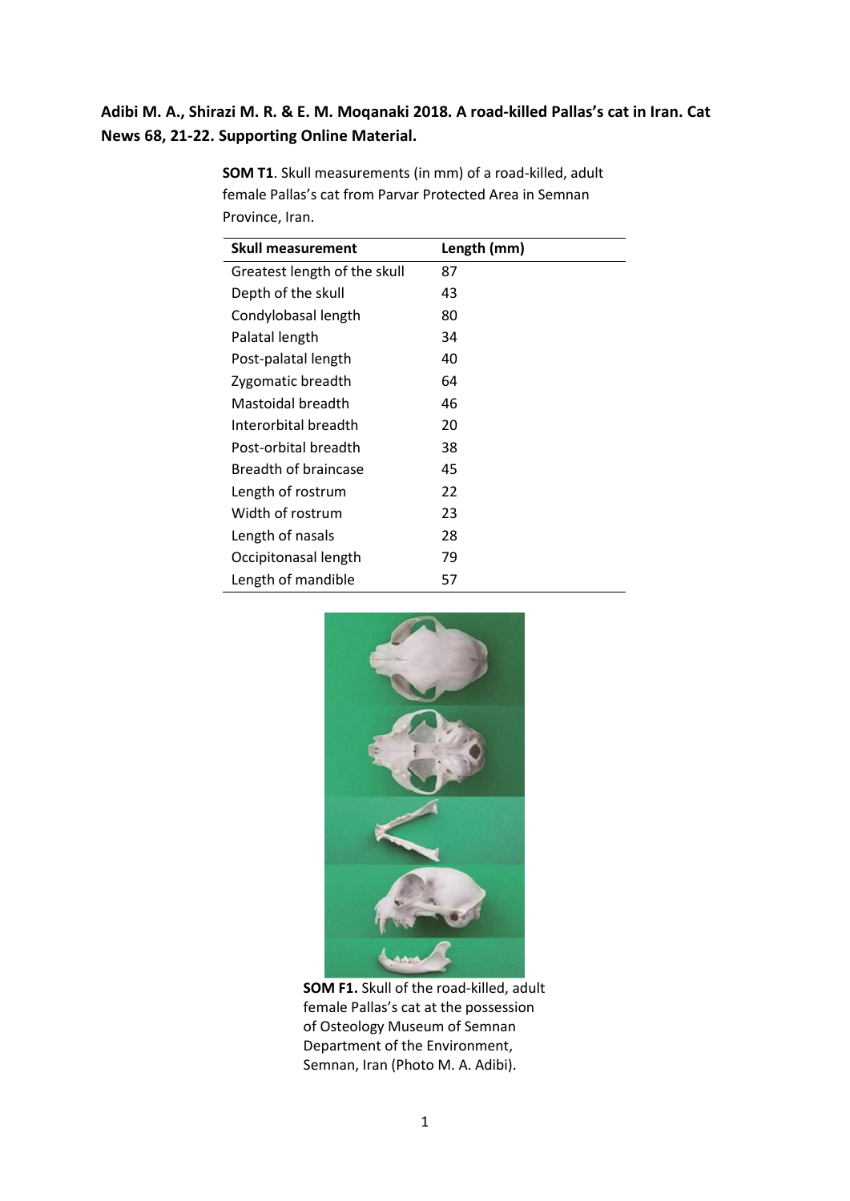**Adibi M. A., Shirazi M. R. & E. M. Moqanaki 2018. A road-killed Pallas's cat in Iran. Cat News 68, 21-22. Supporting Online Material.**

**SOM T1**. Skull measurements (in mm) of a road-killed, adult female Pallas's cat from Parvar Protected Area in Semnan Province, Iran.

| Skull measurement | Length (mm) |
|---|---|
| Greatest length of the skull | 87 |
| Depth of the skull | 43 |
| Condylobasal length | 80 |
| Palatal length | 34 |
| Post-palatal length | 40 |
| Zygomatic breadth | 64 |
| Mastoidal breadth | 46 |
| Interorbital breadth | 20 |
| Post-orbital breadth | 38 |
| Breadth of braincase | 45 |
| Length of rostrum | 22 |
| Width of rostrum | 23 |
| Length of nasals | 28 |
| Occipitonasal length | 79 |
| Length of mandible | 57 |

**SOM F1.** Skull of the road-killed, adult female Pallas's cat at the possession of Osteology Museum of Semnan Department of the Environment, Semnan, Iran (Photo M. A. Adibi).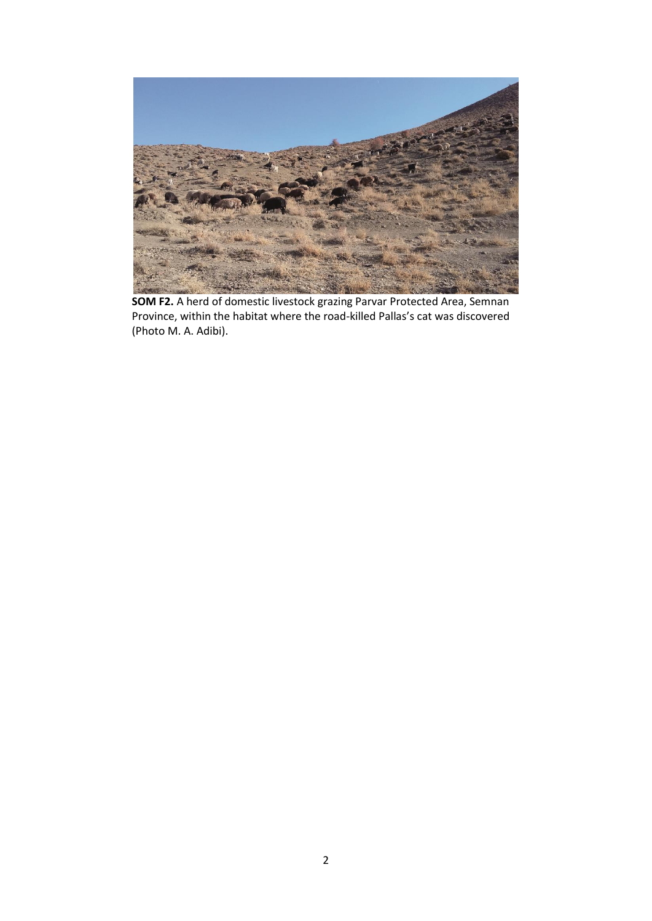**SOM F2.** A herd of domestic livestock grazing Parvar Protected Area, Semnan Province, within the habitat where the road-killed Pallas's cat was discovered (Photo M. A. Adibi).